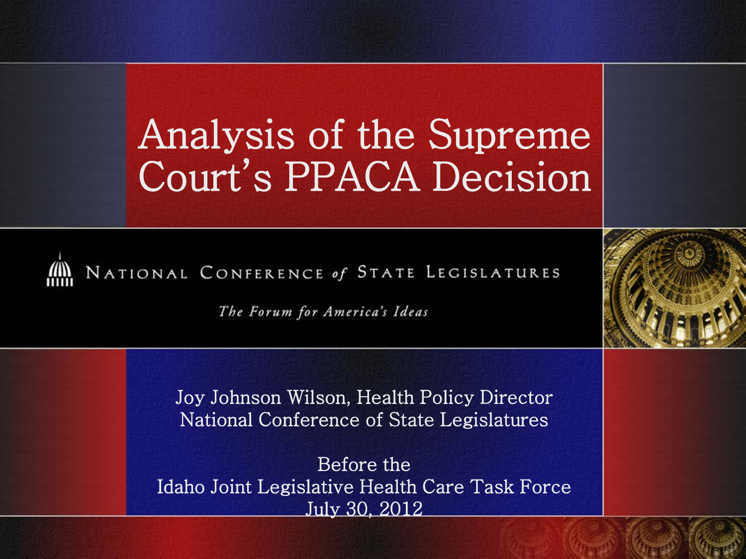# Analysis of the Supreme Court's PPACA Decision

NATIONAL CONFERENCE *of* STATE LEGISLATURES

*The Forum for America's Ideas*

Joy Johnson Wilson, Health Policy Director
National Conference of State Legislatures

Before the
Idaho Joint Legislative Health Care Task Force
July 30, 2012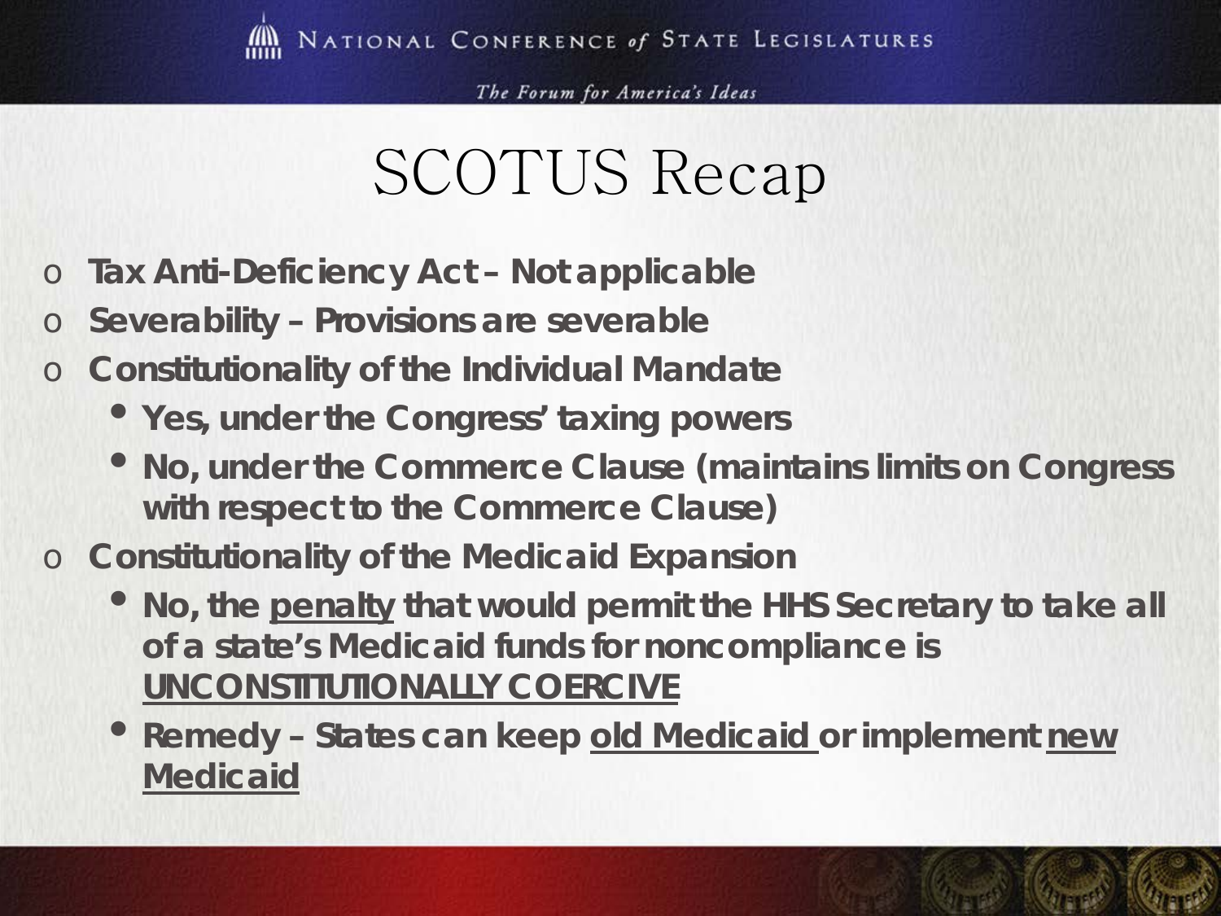# SCOTUS Recap

- **Tax Anti-Deficiency Act – Not applicable**
- **Severability – Provisions are severable**
- **Constitutionality of the Individual Mandate**
  - **Yes, under the Congress' taxing powers**
  - **No, under the Commerce Clause (maintains limits on Congress with respect to the Commerce Clause)**
- **Constitutionality of the Medicaid Expansion**
  - **No, the <u>penalty</u> that would permit the HHS Secretary to take all of a state's Medicaid funds for noncompliance is <u>UNCONSTITUTIONALLY COERCIVE</u>**
  - **Remedy – States can keep <u>old Medicaid</u> or implement <u>new Medicaid</u>**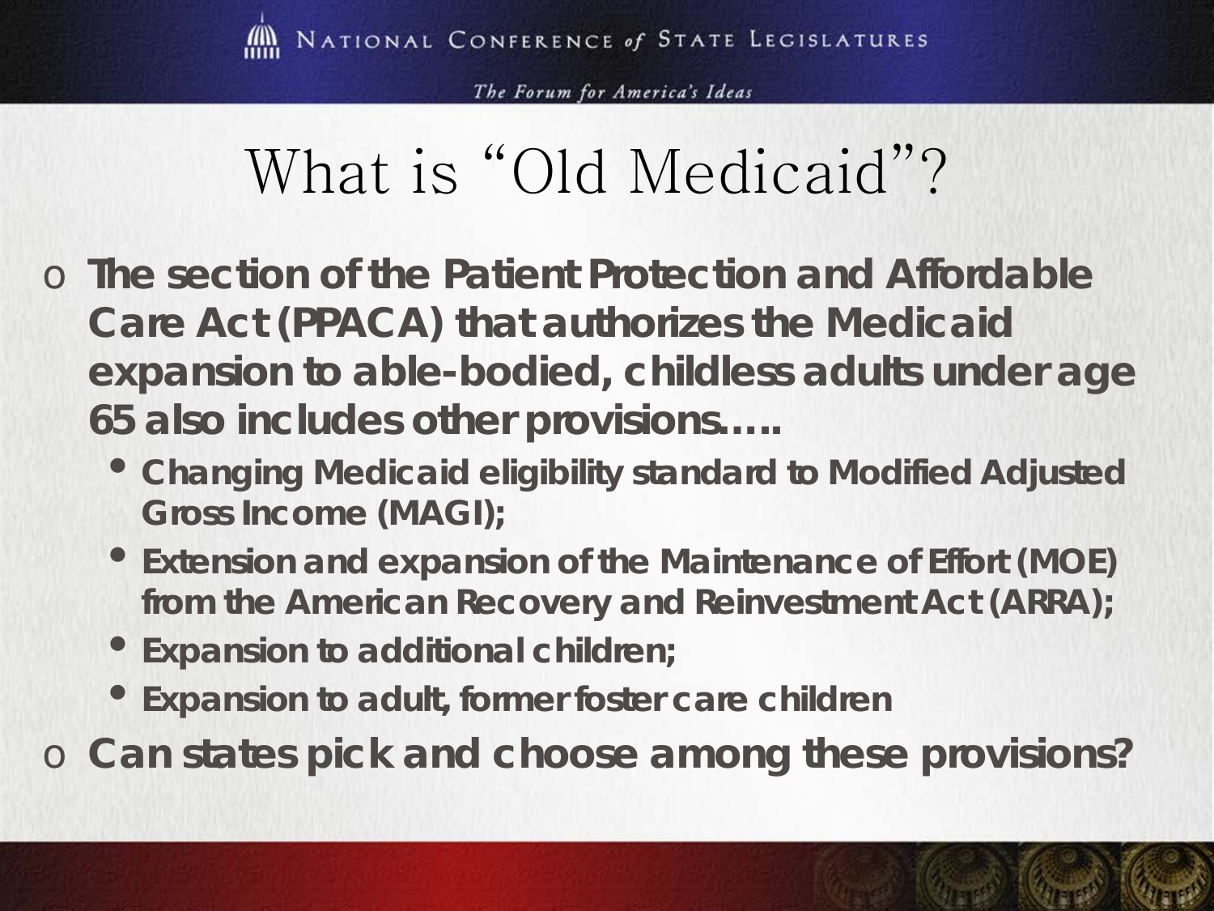# What is "Old Medicaid"?

- **The section of the Patient Protection and Affordable Care Act (PPACA) that authorizes the Medicaid expansion to able-bodied, childless adults under age 65 also includes other provisions…..**
  - **Changing Medicaid eligibility standard to Modified Adjusted Gross Income (MAGI);**
  - **Extension and expansion of the Maintenance of Effort (MOE) from the American Recovery and Reinvestment Act (ARRA);**
  - **Expansion to additional children;**
  - **Expansion to adult, former foster care children**
- **Can states pick and choose among these provisions?**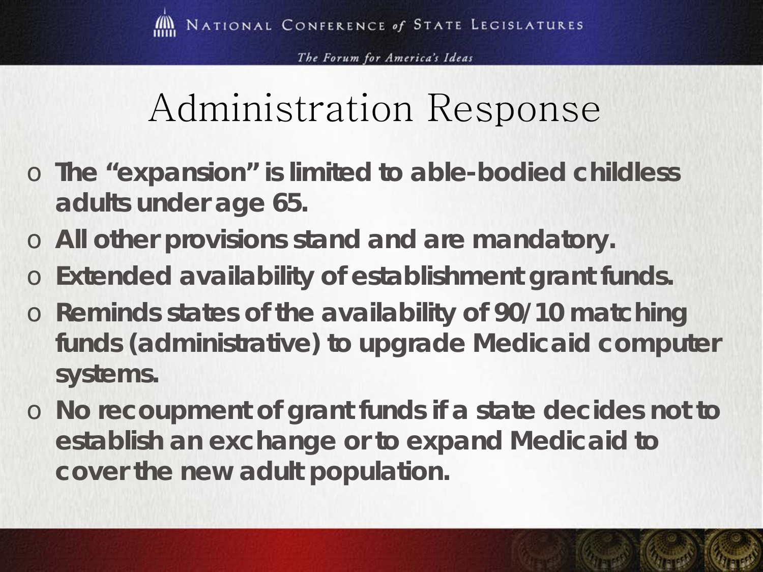# Administration Response

- **The "expansion" is limited to able-bodied childless adults under age 65.**
- **All other provisions stand and are mandatory.**
- **Extended availability of establishment grant funds.**
- **Reminds states of the availability of 90/10 matching funds (administrative) to upgrade Medicaid computer systems.**
- **No recoupment of grant funds if a state decides not to establish an exchange or to expand Medicaid to cover the new adult population.**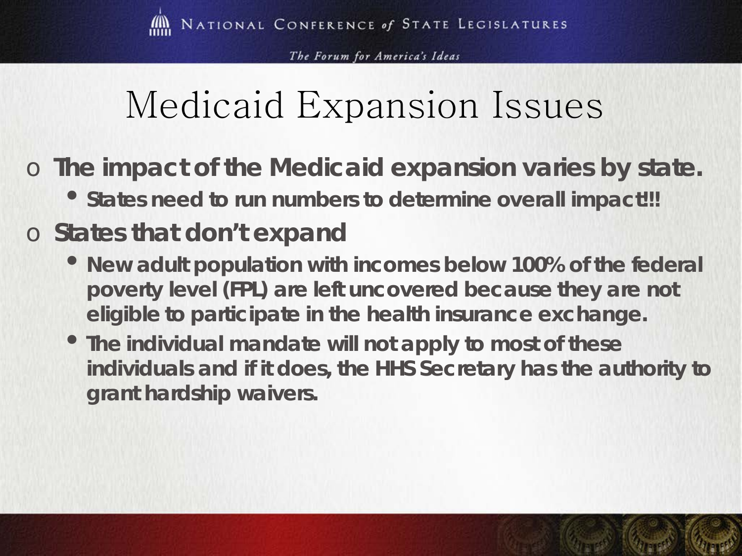# Medicaid Expansion Issues

- **The impact of the Medicaid expansion varies by state.**
  - **States need to run numbers to determine overall impact!!!**
- **States that don't expand**
  - **New adult population with incomes below 100% of the federal poverty level (FPL) are left uncovered because they are not eligible to participate in the health insurance exchange.**
  - **The individual mandate will not apply to most of these individuals and if it does, the HHS Secretary has the authority to grant hardship waivers.**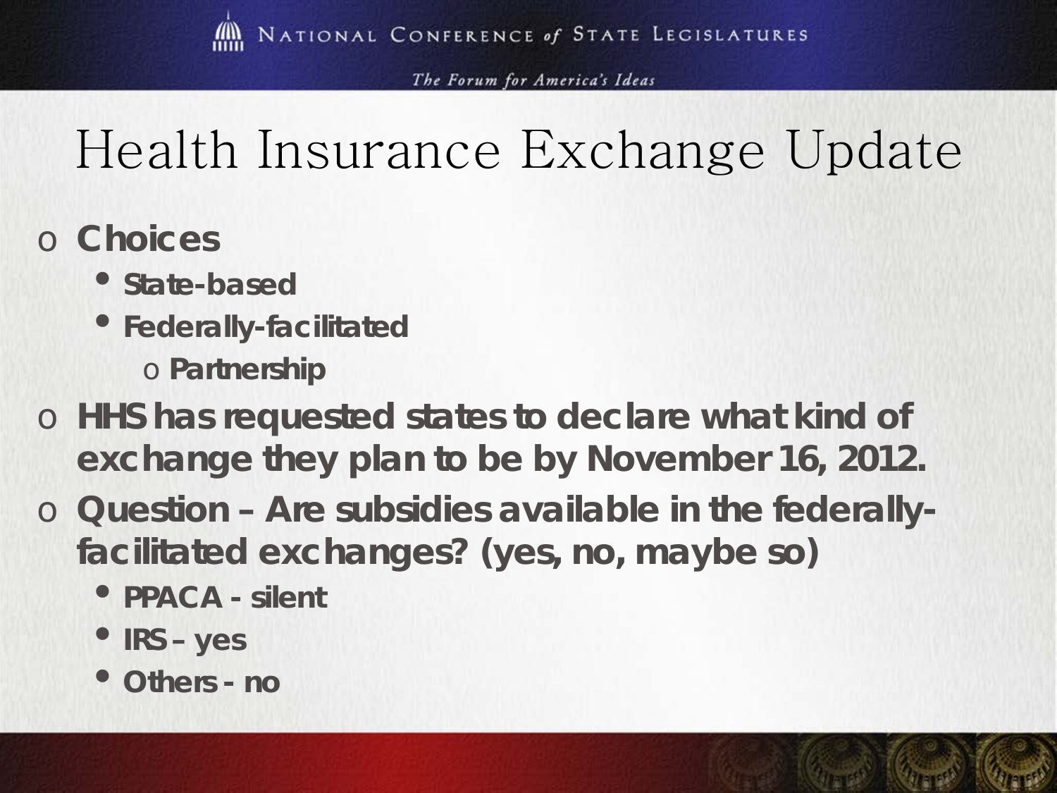# Health Insurance Exchange Update

- **Choices**
  - **State-based**
  - **Federally-facilitated**
    - **Partnership**
- **HHS has requested states to declare what kind of exchange they plan to be by November 16, 2012.**
- **Question – Are subsidies available in the federally-facilitated exchanges? (yes, no, maybe so)**
  - **PPACA - silent**
  - **IRS – yes**
  - **Others - no**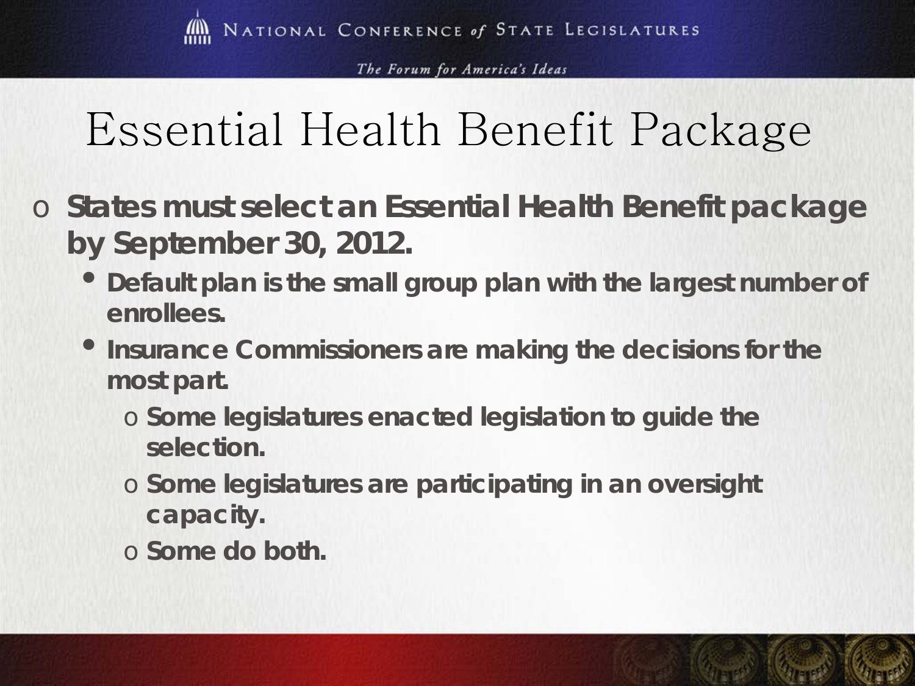# Essential Health Benefit Package

- **States must select an Essential Health Benefit package by September 30, 2012.**
  - **Default plan is the small group plan with the largest number of enrollees.**
  - **Insurance Commissioners are making the decisions for the most part.**
    - **Some legislatures enacted legislation to guide the selection.**
    - **Some legislatures are participating in an oversight capacity.**
    - **Some do both.**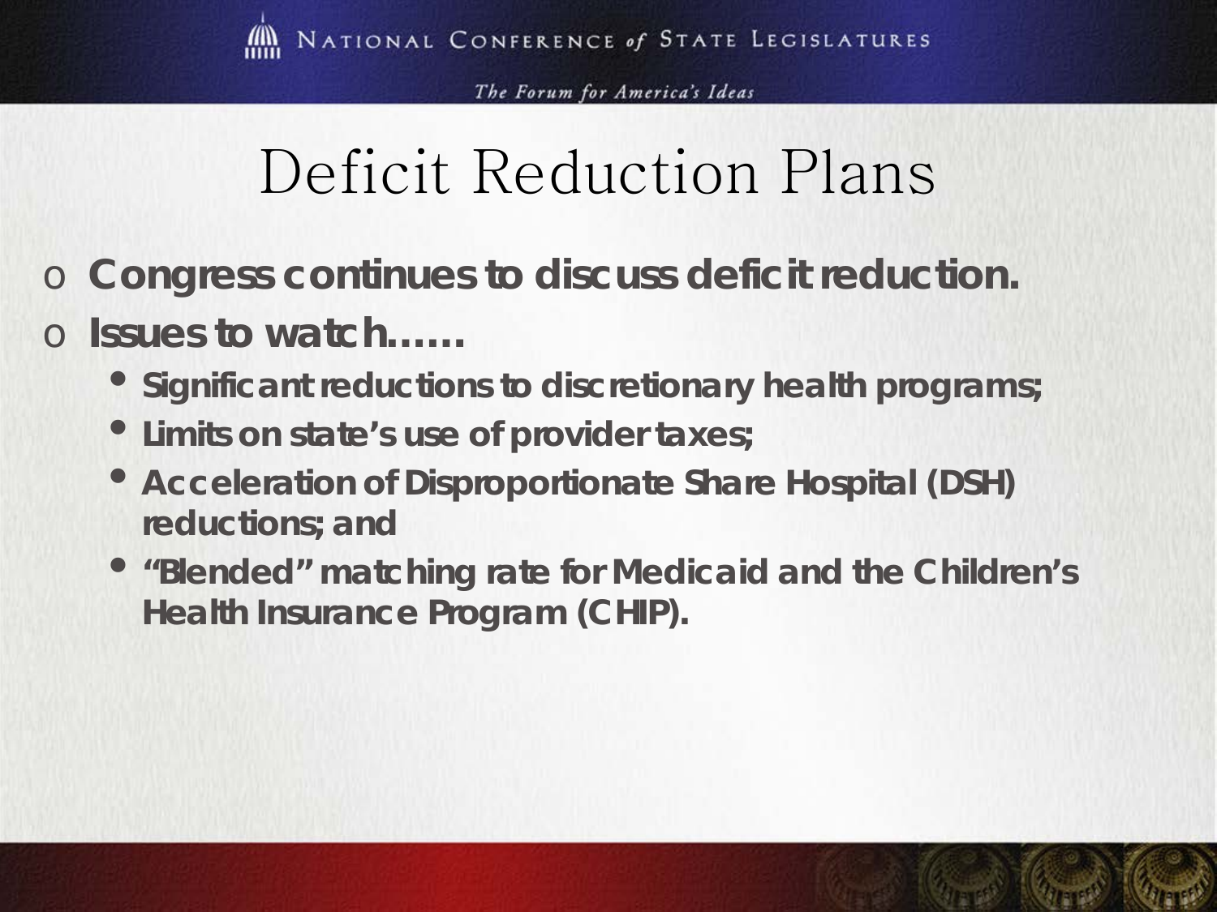# Deficit Reduction Plans

- **Congress continues to discuss deficit reduction.**
- **Issues to watch……**
  - **Significant reductions to discretionary health programs;**
  - **Limits on state's use of provider taxes;**
  - **Acceleration of Disproportionate Share Hospital (DSH) reductions; and**
  - **"Blended" matching rate for Medicaid and the Children's Health Insurance Program (CHIP).**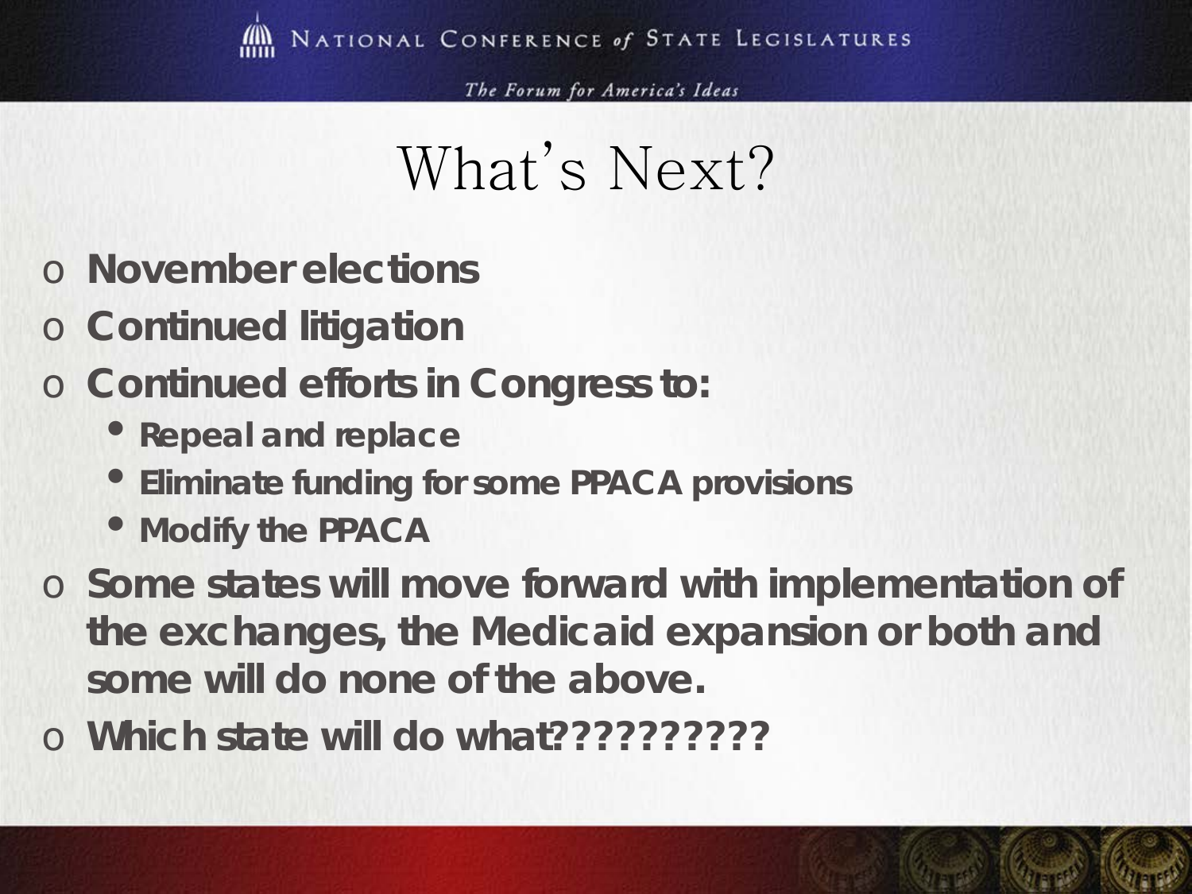# What's Next?

- **November elections**
- **Continued litigation**
- **Continued efforts in Congress to:**
  - **Repeal and replace**
  - **Eliminate funding for some PPACA provisions**
  - **Modify the PPACA**
- **Some states will move forward with implementation of the exchanges, the Medicaid expansion or both and some will do none of the above.**
- **Which state will do what??????????**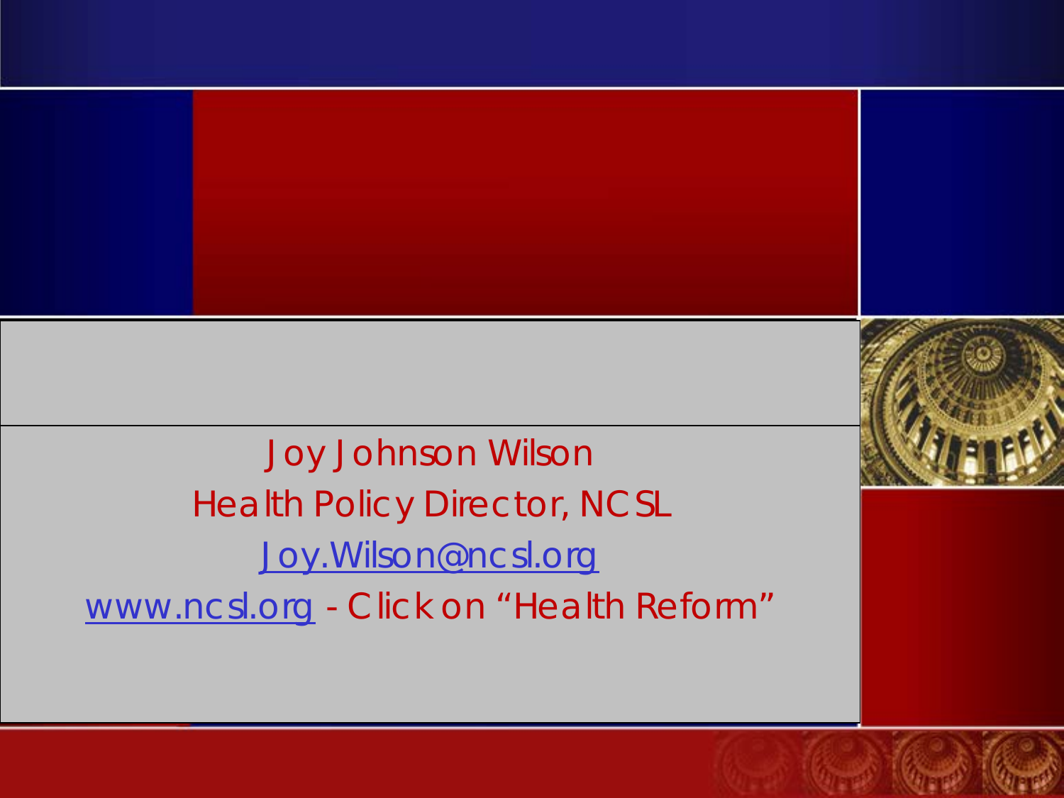Joy Johnson Wilson

Health Policy Director, NCSL

Joy.Wilson@ncsl.org

www.ncsl.org - Click on "Health Reform"